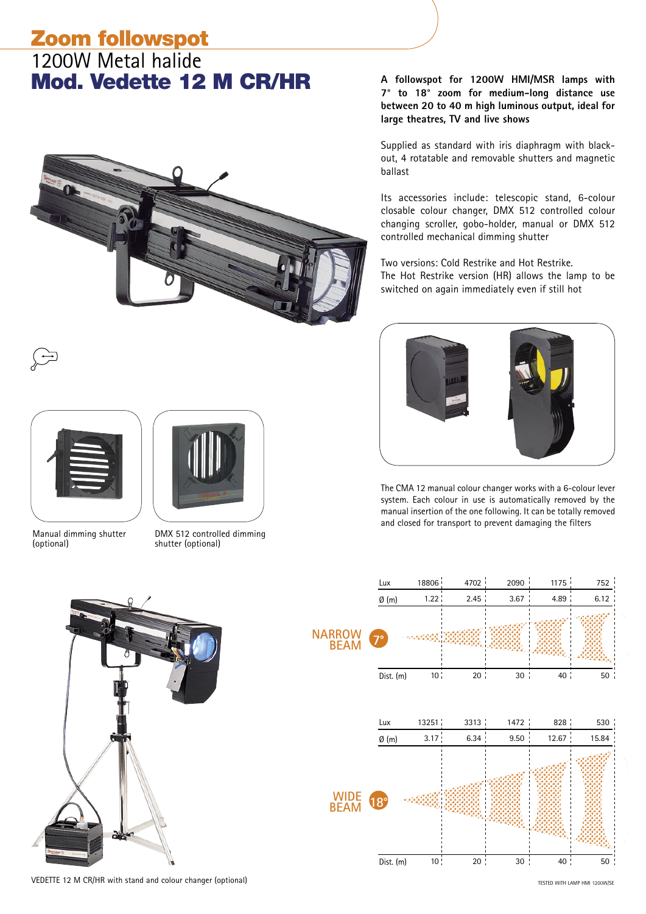# Zoom followspot

## 1200W Metal halide

# Mod. Vedette 12 M CR/HR

**A followspot for 1200W HMI/MSR lamps with 7° to 18° zoom for medium-long distance use between 20 to 40 m high luminous output, ideal for large theatres, TV and live shows**

Supplied as standard with iris diaphragm with black-out, 4 rotatable and removable shutters and magnetic ballast

Its accessories include: telescopic stand, 6-colour closable colour changer, DMX 512 controlled colour changing scroller, gobo-holder, manual or DMX 512 controlled mechanical dimming shutter

Two versions: Cold Restrike and Hot Restrike.
The Hot Restrike version (HR) allows the lamp to be switched on again immediately even if still hot

Manual dimming shutter (optional)

DMX 512 controlled dimming shutter (optional)

The CMA 12 manual colour changer works with a 6-colour lever system. Each colour in use is automatically removed by the manual insertion of the one following. It can be totally removed and closed for transport to prevent damaging the filters

VEDETTE 12 M CR/HR with stand and colour changer (optional)

**NARROW BEAM 7°**

| Lux | 18806 | 4702 | 2090 | 1175 | 752 |
|---|---|---|---|---|---|
| Ø (m) | 1.22 | 2.45 | 3.67 | 4.89 | 6.12 |
| Dist. (m) | 10 | 20 | 30 | 40 | 50 |

**WIDE BEAM 18°**

| Lux | 13251 | 3313 | 1472 | 828 | 530 |
|---|---|---|---|---|---|
| Ø (m) | 3.17 | 6.34 | 9.50 | 12.67 | 15.84 |
| Dist. (m) | 10 | 20 | 30 | 40 | 50 |

TESTED WITH LAMP HMI 1200W/SE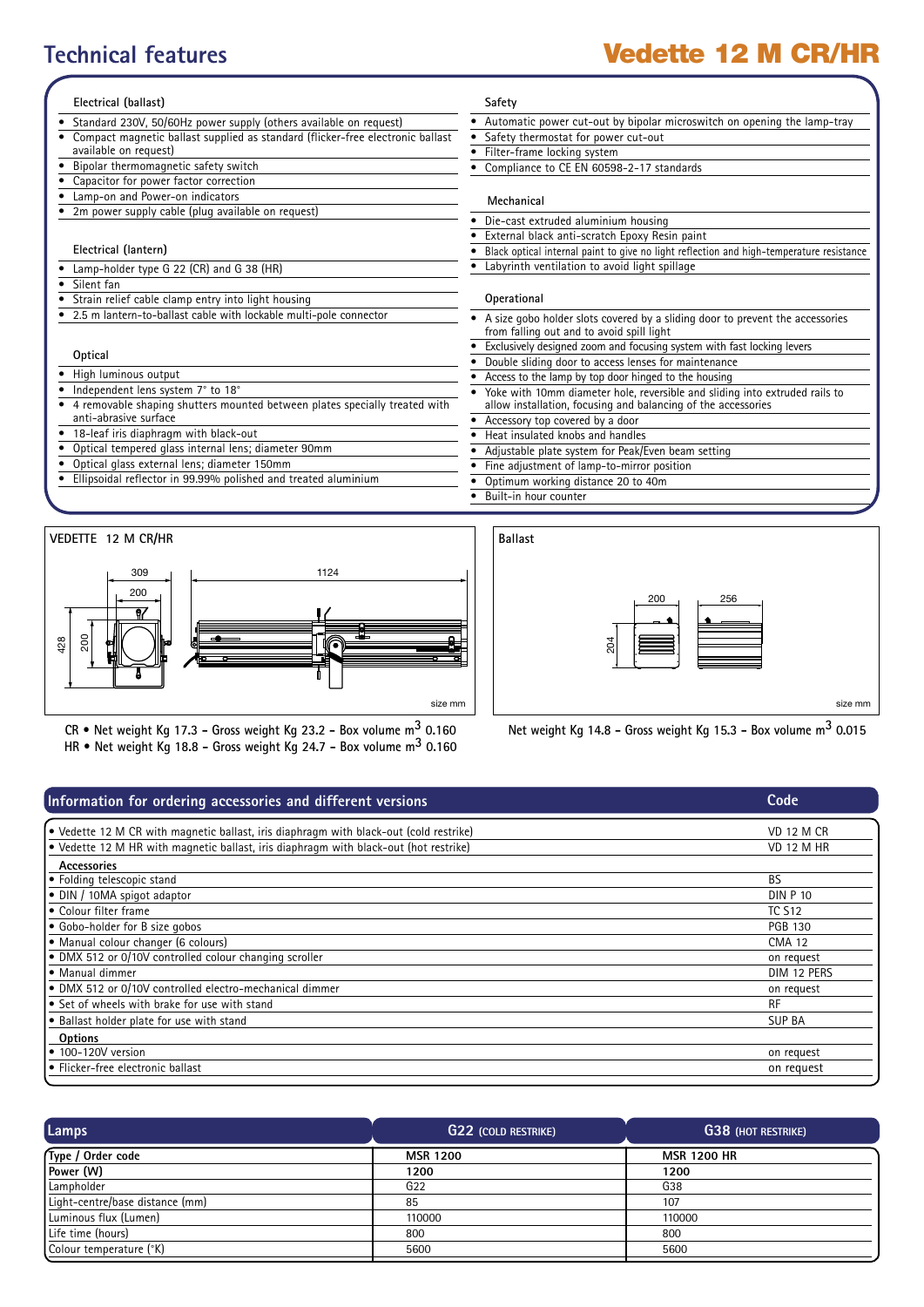# Technical features

# Vedette 12 M CR/HR

### Electrical (ballast)

- Standard 230V, 50/60Hz power supply (others available on request)
- Compact magnetic ballast supplied as standard (flicker-free electronic ballast available on request)
- Bipolar thermomagnetic safety switch
- Capacitor for power factor correction
- Lamp-on and Power-on indicators
- 2m power supply cable (plug available on request)

### Electrical (lantern)

- Lamp-holder type G 22 (CR) and G 38 (HR)
- Silent fan
- Strain relief cable clamp entry into light housing
- 2.5 m lantern-to-ballast cable with lockable multi-pole connector

### Optical

- High luminous output
- Independent lens system 7° to 18°
- 4 removable shaping shutters mounted between plates specially treated with anti-abrasive surface
- 18-leaf iris diaphragm with black-out
- Optical tempered glass internal lens; diameter 90mm
- Optical glass external lens; diameter 150mm
- Ellipsoidal reflector in 99.99% polished and treated aluminium

### Safety

- Automatic power cut-out by bipolar microswitch on opening the lamp-tray
- Safety thermostat for power cut-out
- Filter-frame locking system
- Compliance to CE EN 60598-2-17 standards

### Mechanical

- Die-cast extruded aluminium housing
- External black anti-scratch Epoxy Resin paint
- Black optical internal paint to give no light reflection and high-temperature resistance
- Labyrinth ventilation to avoid light spillage

### Operational

- A size gobo holder slots covered by a sliding door to prevent the accessories from falling out and to avoid spill light
- Exclusively designed zoom and focusing system with fast locking levers
- Double sliding door to access lenses for maintenance
- Access to the lamp by top door hinged to the housing
- Yoke with 10mm diameter hole, reversible and sliding into extruded rails to allow installation, focusing and balancing of the accessories
- Accessory top covered by a door
- Heat insulated knobs and handles
- Adjustable plate system for Peak/Even beam setting
- Fine adjustment of lamp-to-mirror position
- Optimum working distance 20 to 40m
- Built-in hour counter

**VEDETTE 12 M CR/HR**

309 / 200 / 1124 / 428 / 200 — size mm

CR • Net weight Kg 17.3 – Gross weight Kg 23.2 – Box volume $m^3$ 0.160
HR • Net weight Kg 18.8 – Gross weight Kg 24.7 – Box volume $m^3$ 0.160

**Ballast**

200 / 256 / 204 — size mm

Net weight Kg 14.8 – Gross weight Kg 15.3 – Box volume $m^3$ 0.015

| Information for ordering accessories and different versions | Code |
|---|---|
| • Vedette 12 M CR with magnetic ballast, iris diaphragm with black-out (cold restrike) | VD 12 M CR |
| • Vedette 12 M HR with magnetic ballast, iris diaphragm with black-out (hot restrike) | VD 12 M HR |
| **Accessories** | |
| • Folding telescopic stand | BS |
| • DIN / 10MA spigot adaptor | DIN P 10 |
| • Colour filter frame | TC S12 |
| • Gobo-holder for B size gobos | PGB 130 |
| • Manual colour changer (6 colours) | CMA 12 |
| • DMX 512 or 0/10V controlled colour changing scroller | on request |
| • Manual dimmer | DIM 12 PERS |
| • DMX 512 or 0/10V controlled electro-mechanical dimmer | on request |
| • Set of wheels with brake for use with stand | RF |
| • Ballast holder plate for use with stand | SUP BA |
| **Options** | |
| • 100-120V version | on request |
| • Flicker-free electronic ballast | on request |

| Lamps | G22 (COLD RESTRIKE) | G38 (HOT RESTRIKE) |
|---|---|---|
| **Type / Order code** | **MSR 1200** | **MSR 1200 HR** |
| **Power (W)** | **1200** | **1200** |
| Lampholder | G22 | G38 |
| Light-centre/base distance (mm) | 85 | 107 |
| Luminous flux (Lumen) | 110000 | 110000 |
| Life time (hours) | 800 | 800 |
| Colour temperature (°K) | 5600 | 5600 |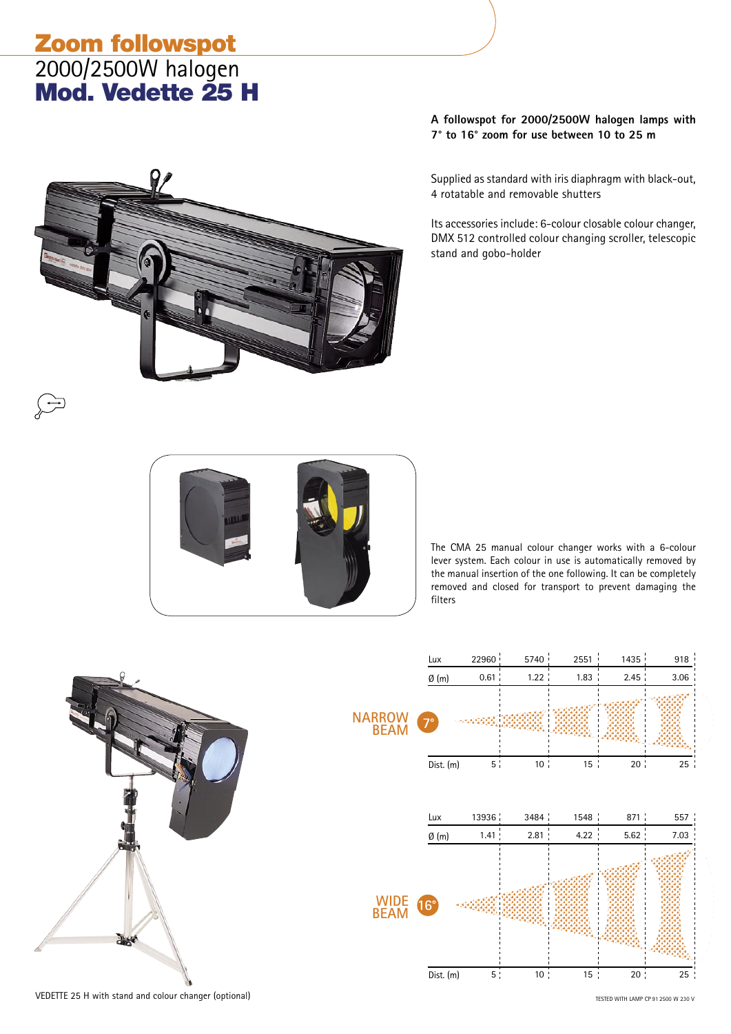# Zoom followspot

## 2000/2500W halogen

## Mod. Vedette 25 H

**A followspot for 2000/2500W halogen lamps with 7° to 16° zoom for use between 10 to 25 m**

Supplied as standard with iris diaphragm with black-out, 4 rotatable and removable shutters

Its accessories include: 6-colour closable colour changer, DMX 512 controlled colour changing scroller, telescopic stand and gobo-holder

The CMA 25 manual colour changer works with a 6-colour lever system. Each colour in use is automatically removed by the manual insertion of the one following. It can be completely removed and closed for transport to prevent damaging the filters

**NARROW BEAM 7°**

| Lux | 22960 | 5740 | 2551 | 1435 | 918 |
|---|---|---|---|---|---|
| Ø (m) | 0.61 | 1.22 | 1.83 | 2.45 | 3.06 |
| Dist. (m) | 5 | 10 | 15 | 20 | 25 |

**WIDE BEAM 16°**

| Lux | 13936 | 3484 | 1548 | 871 | 557 |
|---|---|---|---|---|---|
| Ø (m) | 1.41 | 2.81 | 4.22 | 5.62 | 7.03 |
| Dist. (m) | 5 | 10 | 15 | 20 | 25 |

VEDETTE 25 H with stand and colour changer (optional)

TESTED WITH LAMP CP 91 2500 W 230 V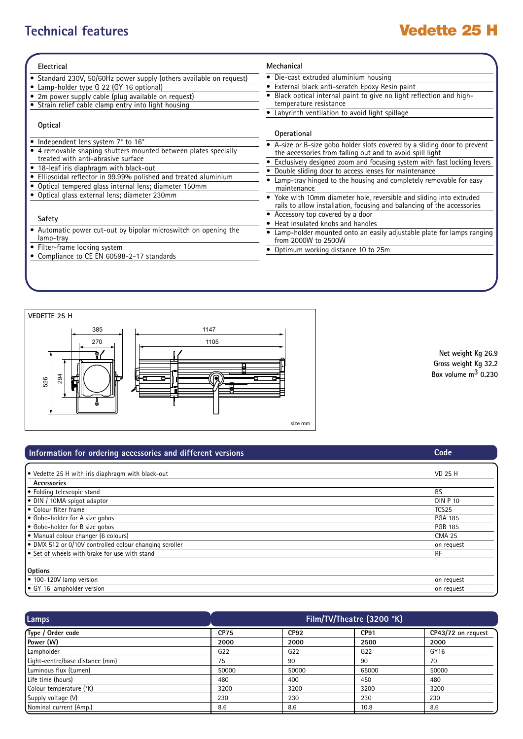# Technical features

## Vedette 25 H

### Electrical

- Standard 230V, 50/60Hz power supply (others available on request)
- Lamp-holder type G 22 (GY 16 optional)
- 2m power supply cable (plug available on request)
- Strain relief cable clamp entry into light housing

### Optical

- Independent lens system 7° to 16°
- 4 removable shaping shutters mounted between plates specially treated with anti-abrasive surface
- 18-leaf iris diaphragm with black-out
- Ellipsoidal reflector in 99.99% polished and treated aluminium
- Optical tempered glass internal lens; diameter 150mm
- Optical glass external lens; diameter 230mm

### Safety

- Automatic power cut-out by bipolar microswitch on opening the lamp-tray
- Filter-frame locking system
- Compliance to CE EN 60598-2-17 standards

### Mechanical

- Die-cast extruded aluminium housing
- External black anti-scratch Epoxy Resin paint
- Black optical internal paint to give no light reflection and high-temperature resistance
- Labyrinth ventilation to avoid light spillage

### Operational

- A-size or B-size gobo holder slots covered by a sliding door to prevent the accessories from falling out and to avoid spill light
- Exclusively designed zoom and focusing system with fast locking levers
- Double sliding door to access lenses for maintenance
- Lamp-tray hinged to the housing and completely removable for easy maintenance
- Yoke with 10mm diameter hole, reversible and sliding into extruded rails to allow installation, focusing and balancing of the accessories
- Accessory top covered by a door
- Heat insulated knobs and handles
- Lamp-holder mounted onto an easily adjustable plate for lamps ranging from 2000W to 2500W
- Optimum working distance 10 to 25m

VEDETTE 25 H

385 / 270 / 526 / 294 / 1147 / 1105

size mm

Net weight Kg 26.9
Gross weight Kg 32.2
Box volume $m^3$ 0.230

| Information for ordering accessories and different versions | Code |
|---|---|
| • Vedette 25 H with iris diaphragm with black-out | VD 25 H |
| **Accessories** | |
| • Folding telescopic stand | BS |
| • DIN / 10MA spigot adaptor | DIN P 10 |
| • Colour filter frame | TCS25 |
| • Gobo-holder for A size gobos | PGA 185 |
| • Gobo-holder for B size gobos | PGB 185 |
| • Manual colour changer (6 colours) | CMA 25 |
| • DMX 512 or 0/10V controlled colour changing scroller | on request |
| • Set of wheels with brake for use with stand | RF |
| **Options** | |
| • 100-120V lamp version | on request |
| • GY 16 lampholder version | on request |

| Lamps | Film/TV/Theatre (3200 °K) | | | |
|---|---|---|---|---|
| Type / Order code | **CP75** | **CP92** | **CP91** | **CP43/72** on request |
| Power (W) | **2000** | **2000** | **2500** | **2000** |
| Lampholder | G22 | G22 | G22 | GY16 |
| Light-centre/base distance (mm) | 75 | 90 | 90 | 70 |
| Luminous flux (Lumen) | 50000 | 50000 | 65000 | 50000 |
| Life time (hours) | 480 | 400 | 450 | 480 |
| Colour temperature (°K) | 3200 | 3200 | 3200 | 3200 |
| Supply voltage (V) | 230 | 230 | 230 | 230 |
| Nominal current (Amp.) | 8.6 | 8.6 | 10.8 | 8.6 |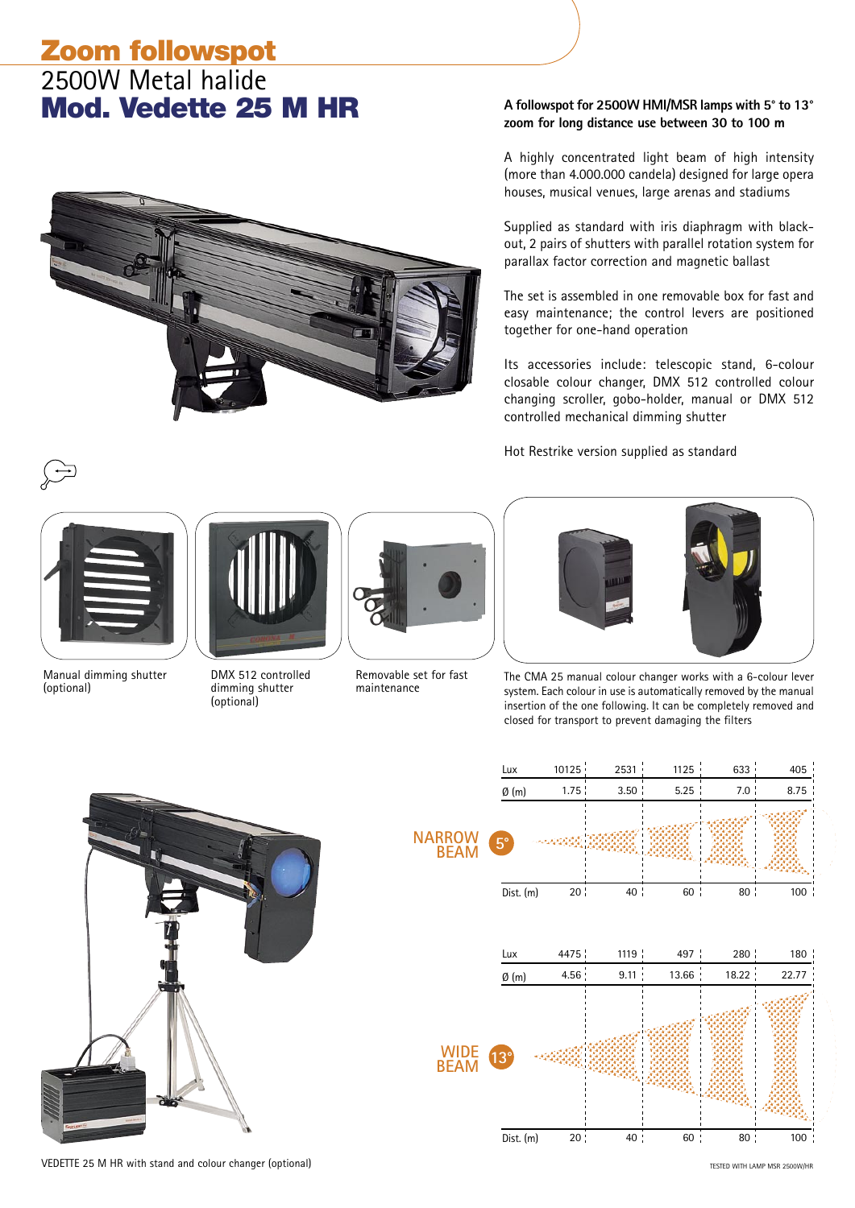# Zoom followspot

## 2500W Metal halide

## Mod. Vedette 25 M HR

**A followspot for 2500W HMI/MSR lamps with 5° to 13° zoom for long distance use between 30 to 100 m**

A highly concentrated light beam of high intensity (more than 4.000.000 candela) designed for large opera houses, musical venues, large arenas and stadiums

Supplied as standard with iris diaphragm with black-out, 2 pairs of shutters with parallel rotation system for parallax factor correction and magnetic ballast

The set is assembled in one removable box for fast and easy maintenance; the control levers are positioned together for one-hand operation

Its accessories include: telescopic stand, 6-colour closable colour changer, DMX 512 controlled colour changing scroller, gobo-holder, manual or DMX 512 controlled mechanical dimming shutter

Hot Restrike version supplied as standard

Manual dimming shutter (optional)

DMX 512 controlled dimming shutter (optional)

Removable set for fast maintenance

The CMA 25 manual colour changer works with a 6-colour lever system. Each colour in use is automatically removed by the manual insertion of the one following. It can be completely removed and closed for transport to prevent damaging the filters

**NARROW BEAM 5°**

| | | | | | |
|---|---|---|---|---|---|
| Lux | 10125 | 2531 | 1125 | 633 | 405 |
| Ø (m) | 1.75 | 3.50 | 5.25 | 7.0 | 8.75 |
| Dist. (m) | 20 | 40 | 60 | 80 | 100 |

**WIDE BEAM 13°**

| | | | | | |
|---|---|---|---|---|---|
| Lux | 4475 | 1119 | 497 | 280 | 180 |
| Ø (m) | 4.56 | 9.11 | 13.66 | 18.22 | 22.77 |
| Dist. (m) | 20 | 40 | 60 | 80 | 100 |

VEDETTE 25 M HR with stand and colour changer (optional)

TESTED WITH LAMP MSR 2500W/HR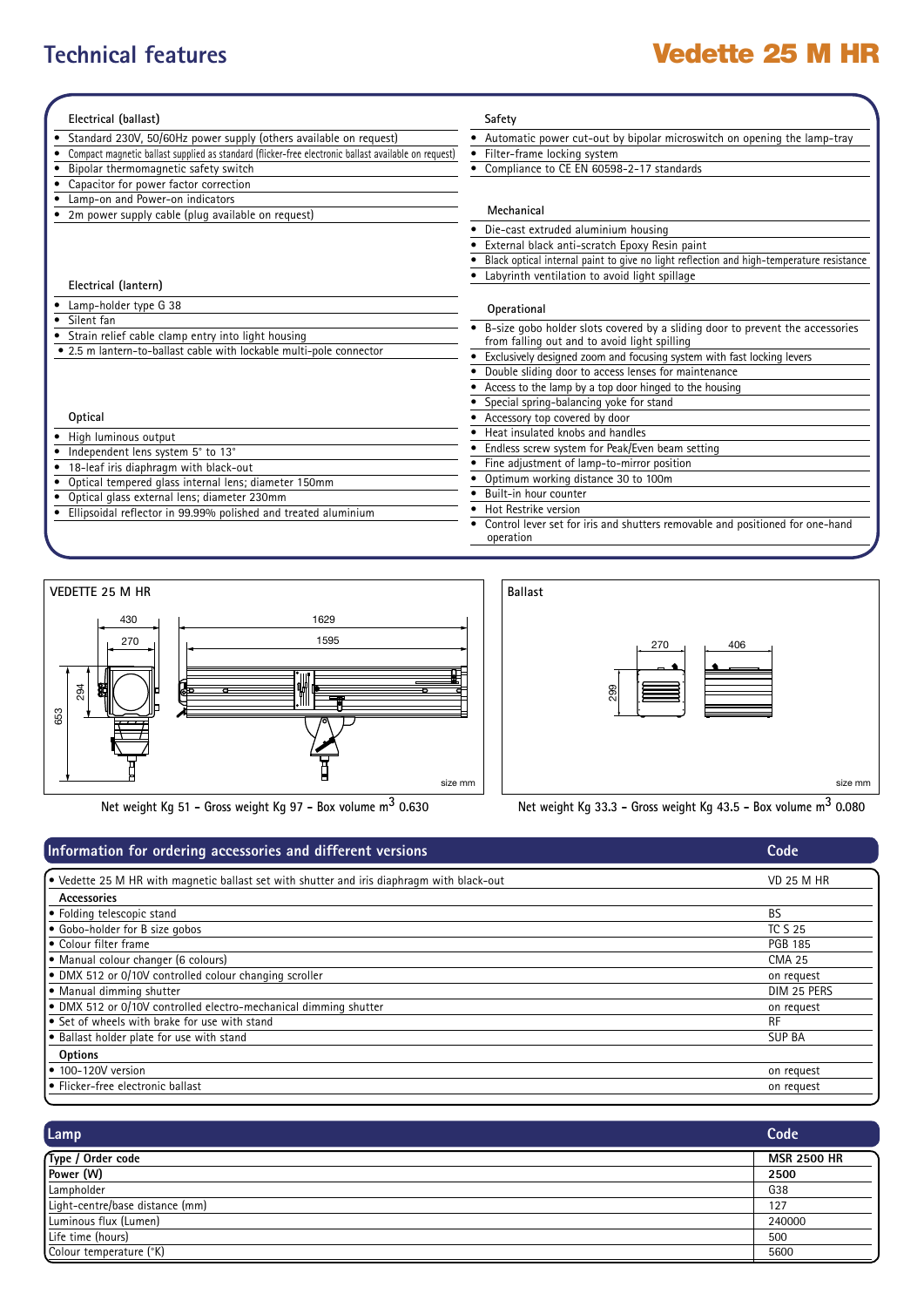# Technical features

# Vedette 25 M HR

### Electrical (ballast)

- Standard 230V, 50/60Hz power supply (others available on request)
- Compact magnetic ballast supplied as standard (flicker-free electronic ballast available on request)
- Bipolar thermomagnetic safety switch
- Capacitor for power factor correction
- Lamp-on and Power-on indicators
- 2m power supply cable (plug available on request)

### Electrical (lantern)

- Lamp-holder type G 38
- Silent fan
- Strain relief cable clamp entry into light housing
- 2.5 m lantern-to-ballast cable with lockable multi-pole connector

### Optical

- High luminous output
- Independent lens system 5° to 13°
- 18-leaf iris diaphragm with black-out
- Optical tempered glass internal lens; diameter 150mm
- Optical glass external lens; diameter 230mm
- Ellipsoidal reflector in 99.99% polished and treated aluminium

### Safety

- Automatic power cut-out by bipolar microswitch on opening the lamp-tray
- Filter-frame locking system
- Compliance to CE EN 60598-2-17 standards

### Mechanical

- Die-cast extruded aluminium housing
- External black anti-scratch Epoxy Resin paint
- Black optical internal paint to give no light reflection and high-temperature resistance
- Labyrinth ventilation to avoid light spillage

### Operational

- B-size gobo holder slots covered by a sliding door to prevent the accessories from falling out and to avoid light spilling
- Exclusively designed zoom and focusing system with fast locking levers
- Double sliding door to access lenses for maintenance
- Access to the lamp by a top door hinged to the housing
- Special spring-balancing yoke for stand
- Accessory top covered by door
- Heat insulated knobs and handles
- Endless screw system for Peak/Even beam setting
- Fine adjustment of lamp-to-mirror position
- Optimum working distance 30 to 100m
- Built-in hour counter
- Hot Restrike version
- Control lever set for iris and shutters removable and positioned for one-hand operation

**VEDETTE 25 M HR**

430
270
1629
1595
294
653
size mm

Net weight Kg 51 - Gross weight Kg 97 - Box volume m$^3$ 0.630

**Ballast**

270
406
299
size mm

Net weight Kg 33.3 - Gross weight Kg 43.5 - Box volume m$^3$ 0.080

| Information for ordering accessories and different versions | Code |
|---|---|
| • Vedette 25 M HR with magnetic ballast set with shutter and iris diaphragm with black-out | VD 25 M HR |
| **Accessories** | |
| • Folding telescopic stand | BS |
| • Gobo-holder for B size gobos | TC S 25 |
| • Colour filter frame | PGB 185 |
| • Manual colour changer (6 colours) | CMA 25 |
| • DMX 512 or 0/10V controlled colour changing scroller | on request |
| • Manual dimming shutter | DIM 25 PERS |
| • DMX 512 or 0/10V controlled electro-mechanical dimming shutter | on request |
| • Set of wheels with brake for use with stand | RF |
| • Ballast holder plate for use with stand | SUP BA |
| **Options** | |
| • 100-120V version | on request |
| • Flicker-free electronic ballast | on request |

| Lamp | Code |
|---|---|
| **Type / Order code** | **MSR 2500 HR** |
| **Power (W)** | **2500** |
| Lampholder | G38 |
| Light-centre/base distance (mm) | 127 |
| Luminous flux (Lumen) | 240000 |
| Life time (hours) | 500 |
| Colour temperature (°K) | 5600 |